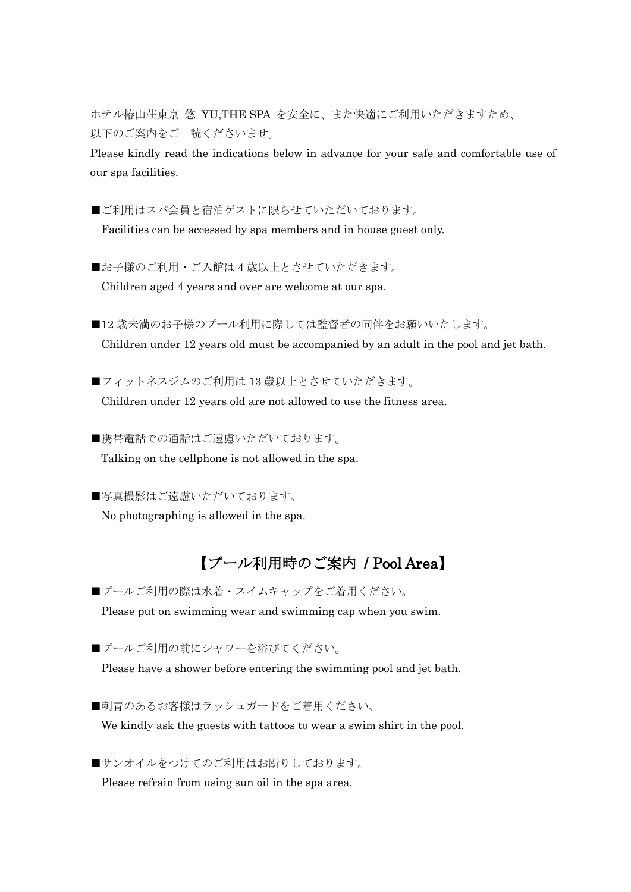ホテル椿山荘東京 悠 YU,THE SPA を安全に、また快適にご利用いただきますため、
以下のご案内をご一読くださいませ。

Please kindly read the indications below in advance for your safe and comfortable use of our spa facilities.

■ご利用はスパ会員と宿泊ゲストに限らせていただいております。
Facilities can be accessed by spa members and in house guest only.

■お子様のご利用・ご入館は 4 歳以上とさせていただきます。
Children aged 4 years and over are welcome at our spa.

■12 歳未満のお子様のプール利用に際しては監督者の同伴をお願いいたします。
Children under 12 years old must be accompanied by an adult in the pool and jet bath.

■フィットネスジムのご利用は 13 歳以上とさせていただきます。
Children under 12 years old are not allowed to use the fitness area.

■携帯電話での通話はご遠慮いただいております。
Talking on the cellphone is not allowed in the spa.

■写真撮影はご遠慮いただいております。
No photographing is allowed in the spa.

## 【プール利用時のご案内 / Pool Area】

■プールご利用の際は水着・スイムキャップをご着用ください。
Please put on swimming wear and swimming cap when you swim.

■プールご利用の前にシャワーを浴びてください。
Please have a shower before entering the swimming pool and jet bath.

■刺青のあるお客様はラッシュガードをご着用ください。
We kindly ask the guests with tattoos to wear a swim shirt in the pool.

■サンオイルをつけてのご利用はお断りしております。
Please refrain from using sun oil in the spa area.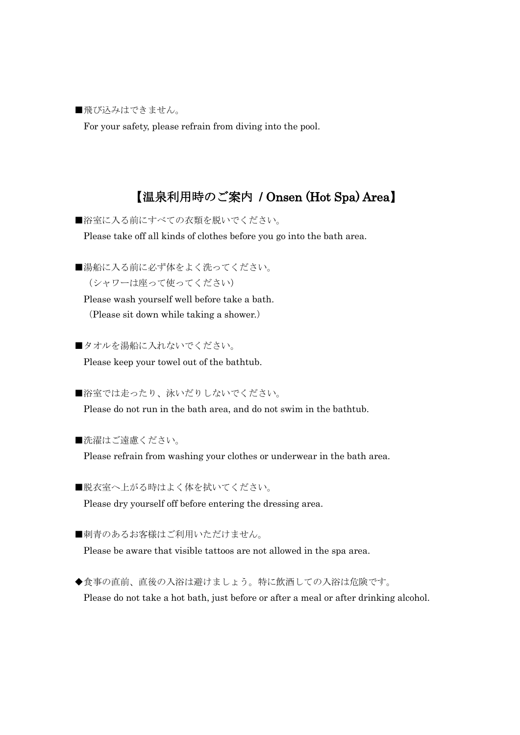■飛び込みはできません。

For your safety, please refrain from diving into the pool.

## 【温泉利用時のご案内 / Onsen (Hot Spa) Area】

■浴室に入る前にすべての衣類を脱いでください。

Please take off all kinds of clothes before you go into the bath area.

■湯船に入る前に必ず体をよく洗ってください。

（シャワーは座って使ってください）

Please wash yourself well before take a bath.

（Please sit down while taking a shower.）

■タオルを湯船に入れないでください。

Please keep your towel out of the bathtub.

■浴室では走ったり、泳いだりしないでください。

Please do not run in the bath area, and do not swim in the bathtub.

■洗濯はご遠慮ください。

Please refrain from washing your clothes or underwear in the bath area.

■脱衣室へ上がる時はよく体を拭いてください。

Please dry yourself off before entering the dressing area.

■刺青のあるお客様はご利用いただけません。

Please be aware that visible tattoos are not allowed in the spa area.

◆食事の直前、直後の入浴は避けましょう。特に飲酒しての入浴は危険です。

Please do not take a hot bath, just before or after a meal or after drinking alcohol.